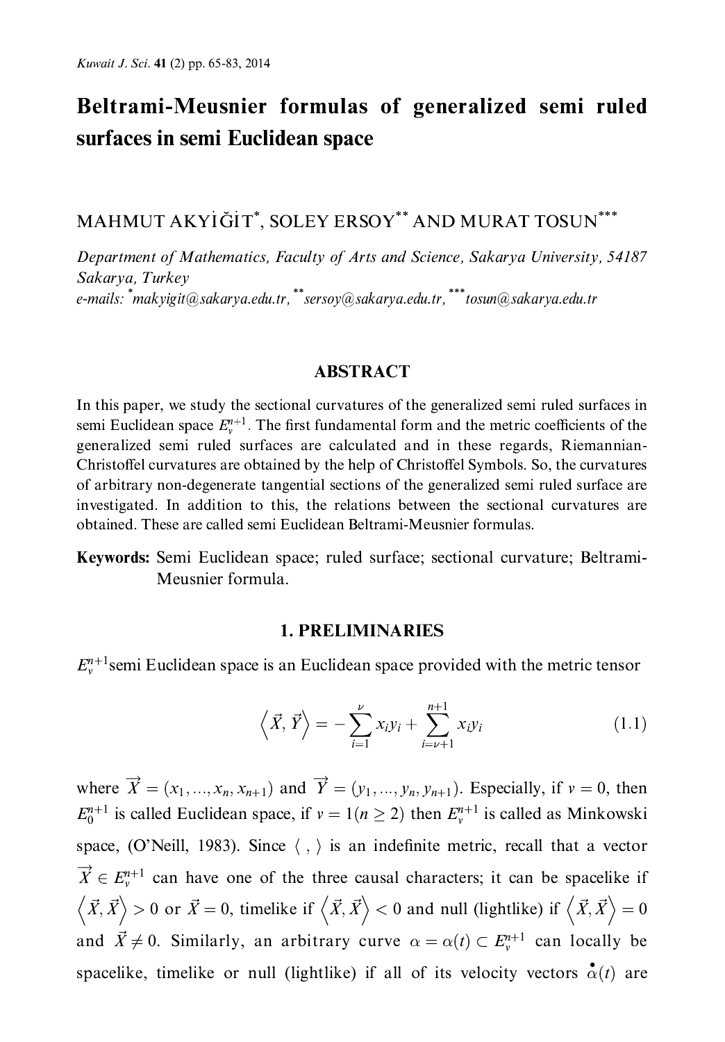# Beltrami-Meusnier formulas of generalized semi ruled surfaces in semi Euclidean space

MAHMUT AKYİĞİT[*], SOLEY ERSOY[**] AND MURAT TOSUN[***]

*Department of Mathematics, Faculty of Arts and Science, Sakarya University, 54187 Sakarya, Turkey*
*e-mails: [*]makyigit@sakarya.edu.tr, [**]sersoy@sakarya.edu.tr, [***]tosun@sakarya.edu.tr*

## ABSTRACT

In this paper, we study the sectional curvatures of the generalized semi ruled surfaces in semi Euclidean space $E_\nu^{n+1}$. The first fundamental form and the metric coefficients of the generalized semi ruled surfaces are calculated and in these regards, Riemannian-Christoffel curvatures are obtained by the help of Christoffel Symbols. So, the curvatures of arbitrary non-degenerate tangential sections of the generalized semi ruled surface are investigated. In addition to this, the relations between the sectional curvatures are obtained. These are called semi Euclidean Beltrami-Meusnier formulas.

**Keywords:** Semi Euclidean space; ruled surface; sectional curvature; Beltrami-Meusnier formula.

## 1. PRELIMINARIES

$E_\nu^{n+1}$ semi Euclidean space is an Euclidean space provided with the metric tensor

$$\left\langle \vec{X}, \vec{Y} \right\rangle = -\sum_{i=1}^{\nu} x_i y_i + \sum_{i=\nu+1}^{n+1} x_i y_i \tag{1.1}$$

where $\overrightarrow{X} = (x_1, ..., x_n, x_{n+1})$ and $\overrightarrow{Y} = (y_1, ..., y_n, y_{n+1})$. Especially, if $v = 0$, then $E_0^{n+1}$ is called Euclidean space, if $v = 1 (n \geq 2)$ then $E_v^{n+1}$ is called as Minkowski space, (O'Neill, 1983). Since $\langle \, , \, \rangle$ is an indefinite metric, recall that a vector $\overrightarrow{X} \in E_v^{n+1}$ can have one of the three causal characters; it can be spacelike if $\left\langle \vec{X}, \vec{X} \right\rangle > 0$ or $\vec{X} = 0$, timelike if $\left\langle \vec{X}, \vec{X} \right\rangle < 0$ and null (lightlike) if $\left\langle \vec{X}, \vec{X} \right\rangle = 0$ and $\vec{X} \neq 0$. Similarly, an arbitrary curve $\alpha = \alpha(t) \subset E_v^{n+1}$ can locally be spacelike, timelike or null (lightlike) if all of its velocity vectors $\overset{\bullet}{\alpha}(t)$ are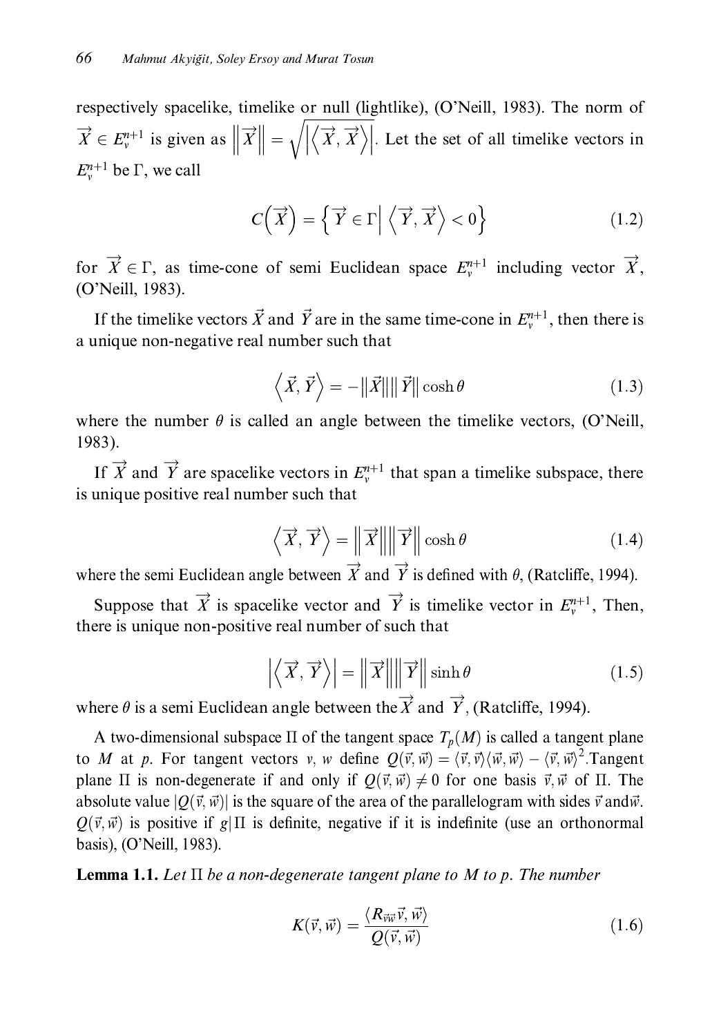respectively spacelike, timelike or null (lightlike), (O'Neill, 1983). The norm of $\overrightarrow{X} \in E_v^{n+1}$ is given as $\left\|\overrightarrow{X}\right\| = \sqrt{\left|\left\langle \overrightarrow{X}, \overrightarrow{X}\right\rangle\right|}$. Let the set of all timelike vectors in $E_v^{n+1}$ be $\Gamma$, we call

$$C\left(\overrightarrow{X}\right) = \left\{ \overrightarrow{Y} \in \Gamma \,\middle|\, \left\langle \overrightarrow{Y}, \overrightarrow{X}\right\rangle < 0 \right\} \tag{1.2}$$

for $\overrightarrow{X} \in \Gamma$, as time-cone of semi Euclidean space $E_v^{n+1}$ including vector $\overrightarrow{X}$, (O'Neill, 1983).

If the timelike vectors $\vec{X}$ and $\vec{Y}$ are in the same time-cone in $E_v^{n+1}$, then there is a unique non-negative real number such that

$$\left\langle \vec{X}, \vec{Y} \right\rangle = -\|\vec{X}\|\|\vec{Y}\| \cosh\theta \tag{1.3}$$

where the number $\theta$ is called an angle between the timelike vectors, (O'Neill, 1983).

If $\overrightarrow{X}$ and $\overrightarrow{Y}$ are spacelike vectors in $E_v^{n+1}$ that span a timelike subspace, there is unique positive real number such that

$$\left\langle \overrightarrow{X}, \overrightarrow{Y}\right\rangle = \left\|\overrightarrow{X}\right\|\left\|\overrightarrow{Y}\right\| \cosh\theta \tag{1.4}$$

where the semi Euclidean angle between $\overrightarrow{X}$ and $\overrightarrow{Y}$ is defined with $\theta$, (Ratcliffe, 1994).

Suppose that $\overrightarrow{X}$ is spacelike vector and $\overrightarrow{Y}$ is timelike vector in $E_v^{n+1}$, Then, there is unique non-positive real number of such that

$$\left|\left\langle \overrightarrow{X}, \overrightarrow{Y}\right\rangle\right| = \left\|\overrightarrow{X}\right\|\left\|\overrightarrow{Y}\right\| \sinh\theta \tag{1.5}$$

where $\theta$ is a semi Euclidean angle between the $\overrightarrow{X}$ and $\overrightarrow{Y}$, (Ratcliffe, 1994).

A two-dimensional subspace $\Pi$ of the tangent space $T_p(M)$ is called a tangent plane to $M$ at $p$. For tangent vectors $v, w$ define $Q(\vec{v}, \vec{w}) = \langle \vec{v}, \vec{v}\rangle\langle \vec{w}, \vec{w}\rangle - \langle \vec{v}, \vec{w}\rangle^2$.Tangent plane $\Pi$ is non-degenerate if and only if $Q(\vec{v}, \vec{w}) \neq 0$ for one basis $\vec{v}, \vec{w}$ of $\Pi$. The absolute value $|Q(\vec{v}, \vec{w})|$ is the square of the area of the parallelogram with sides $\vec{v}$ and $\vec{w}$. $Q(\vec{v}, \vec{w})$ is positive if $g|\Pi$ is definite, negative if it is indefinite (use an orthonormal basis), (O'Neill, 1983).

**Lemma 1.1.** *Let $\Pi$ be a non-degenerate tangent plane to $M$ to $p$. The number*

$$K(\vec{v}, \vec{w}) = \frac{\langle R_{\vec{v}\vec{w}}\vec{v}, \vec{w}\rangle}{Q(\vec{v}, \vec{w})} \tag{1.6}$$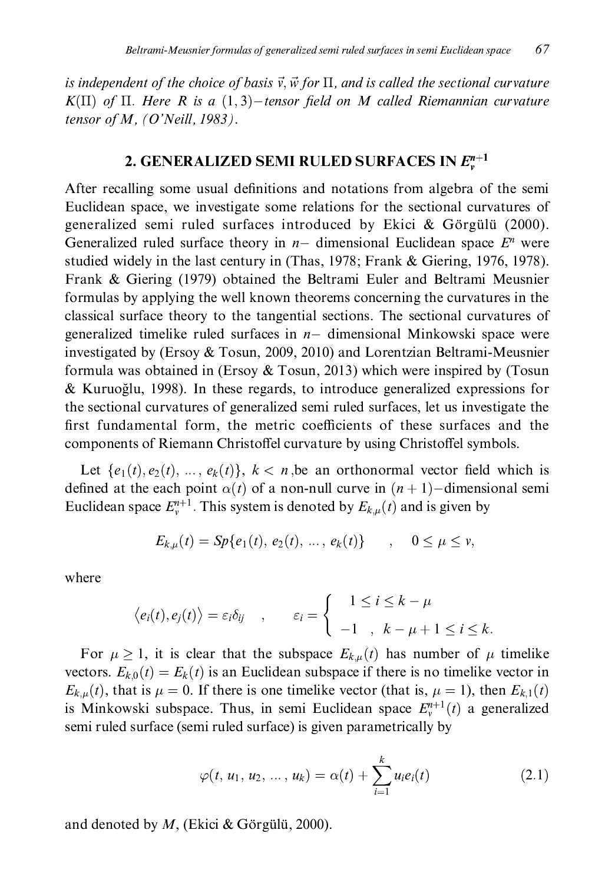*is independent of the choice of basis $\vec{v}, \vec{w}$ for $\Pi$, and is called the sectional curvature $K(\Pi)$ of $\Pi$. Here $R$ is a $(1,3)-$tensor field on $M$ called Riemannian curvature tensor of $M$, (O'Neill, 1983).*

## 2. GENERALIZED SEMI RULED SURFACES IN $E_v^{n+1}$

After recalling some usual definitions and notations from algebra of the semi Euclidean space, we investigate some relations for the sectional curvatures of generalized semi ruled surfaces introduced by Ekici & Görgülü (2000). Generalized ruled surface theory in $n-$ dimensional Euclidean space $E^n$ were studied widely in the last century in (Thas, 1978; Frank & Giering, 1976, 1978). Frank & Giering (1979) obtained the Beltrami Euler and Beltrami Meusnier formulas by applying the well known theorems concerning the curvatures in the classical surface theory to the tangential sections. The sectional curvatures of generalized timelike ruled surfaces in $n-$ dimensional Minkowski space were investigated by (Ersoy & Tosun, 2009, 2010) and Lorentzian Beltrami-Meusnier formula was obtained in (Ersoy & Tosun, 2013) which were inspired by (Tosun & Kuruoğlu, 1998). In these regards, to introduce generalized expressions for the sectional curvatures of generalized semi ruled surfaces, let us investigate the first fundamental form, the metric coefficients of these surfaces and the components of Riemann Christoffel curvature by using Christoffel symbols.

Let $\{e_1(t), e_2(t), \ldots, e_k(t)\}$, $k < n$, be an orthonormal vector field which is defined at the each point $\alpha(t)$ of a non-null curve in $(n+1)-$dimensional semi Euclidean space $E_v^{n+1}$. This system is denoted by $E_{k,\mu}(t)$ and is given by

$$E_{k,\mu}(t) = Sp\{e_1(t), e_2(t), \ldots, e_k(t)\} \quad , \quad 0 \leq \mu \leq v,$$

where

$$\langle e_i(t), e_j(t) \rangle = \varepsilon_i \delta_{ij} \quad , \quad \varepsilon_i = \begin{cases} \;\;1 \leq i \leq k-\mu \\ -1 \quad , \quad k-\mu+1 \leq i \leq k. \end{cases}$$

For $\mu \geq 1$, it is clear that the subspace $E_{k,\mu}(t)$ has number of $\mu$ timelike vectors. $E_{k,0}(t) = E_k(t)$ is an Euclidean subspace if there is no timelike vector in $E_{k,\mu}(t)$, that is $\mu = 0$. If there is one timelike vector (that is, $\mu = 1$), then $E_{k,1}(t)$ is Minkowski subspace. Thus, in semi Euclidean space $E_v^{n+1}(t)$ a generalized semi ruled surface (semi ruled surface) is given parametrically by

$$\varphi(t, u_1, u_2, \ldots, u_k) = \alpha(t) + \sum_{i=1}^{k} u_i e_i(t) \tag{2.1}$$

and denoted by $M$, (Ekici & Görgülü, 2000).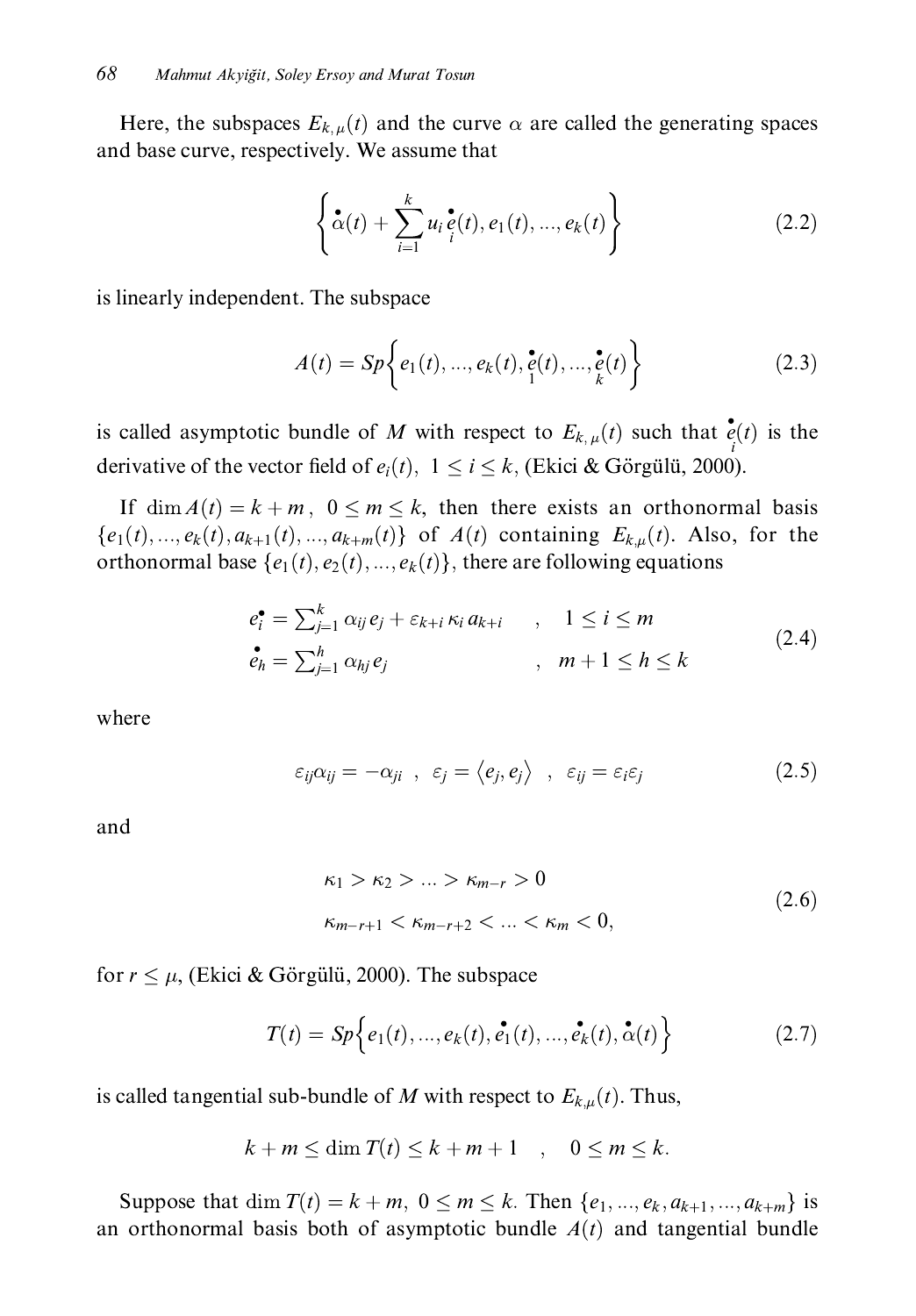Here, the subspaces $E_{k,\mu}(t)$ and the curve $\alpha$ are called the generating spaces and base curve, respectively. We assume that

$$\left\{ \overset{\bullet}{\alpha}(t) + \sum_{i=1}^{k} u_i \underset{i}{\overset{\bullet}{e}}(t), e_1(t), ..., e_k(t) \right\} \tag{2.2}$$

is linearly independent. The subspace

$$A(t) = Sp\left\{ e_1(t), ..., e_k(t), \underset{1}{\overset{\bullet}{e}}(t), ..., \underset{k}{\overset{\bullet}{e}}(t) \right\} \tag{2.3}$$

is called asymptotic bundle of $M$ with respect to $E_{k,\mu}(t)$ such that $\underset{i}{\overset{\bullet}{e}}(t)$ is the derivative of the vector field of $e_i(t)$, $1 \leq i \leq k$, (Ekici & Görgülü, 2000).

If $\dim A(t) = k + m$, $0 \leq m \leq k$, then there exists an orthonormal basis $\{e_1(t), ..., e_k(t), a_{k+1}(t), ..., a_{k+m}(t)\}$ of $A(t)$ containing $E_{k,\mu}(t)$. Also, for the orthonormal base $\{e_1(t), e_2(t), ..., e_k(t)\}$, there are following equations

$$\begin{aligned} \overset{\bullet}{e_i} &= \textstyle\sum_{j=1}^{k} \alpha_{ij} e_j + \varepsilon_{k+i} \kappa_i a_{k+i} \quad &, \quad 1 \leq i \leq m \\ \overset{\bullet}{e_h} &= \textstyle\sum_{j=1}^{h} \alpha_{hj} e_j \quad &, \quad m+1 \leq h \leq k \end{aligned} \tag{2.4}$$

where

$$\varepsilon_{ij}\alpha_{ij} = -\alpha_{ji} \;\; , \;\; \varepsilon_j = \langle e_j, e_j \rangle \;\; , \;\; \varepsilon_{ij} = \varepsilon_i \varepsilon_j \tag{2.5}$$

and

$$\begin{aligned} &\kappa_1 > \kappa_2 > ... > \kappa_{m-r} > 0 \\ &\kappa_{m-r+1} < \kappa_{m-r+2} < ... < \kappa_m < 0, \end{aligned} \tag{2.6}$$

for $r \leq \mu$, (Ekici & Görgülü, 2000). The subspace

$$T(t) = Sp\left\{ e_1(t), ..., e_k(t), \overset{\bullet}{e_1}(t), ..., \overset{\bullet}{e_k}(t), \overset{\bullet}{\alpha}(t) \right\} \tag{2.7}$$

is called tangential sub-bundle of $M$ with respect to $E_{k,\mu}(t)$. Thus,

$$k + m \leq \dim T(t) \leq k + m + 1 \quad , \quad 0 \leq m \leq k.$$

Suppose that $\dim T(t) = k + m$, $0 \leq m \leq k$. Then $\{e_1, ..., e_k, a_{k+1}, ..., a_{k+m}\}$ is an orthonormal basis both of asymptotic bundle $A(t)$ and tangential bundle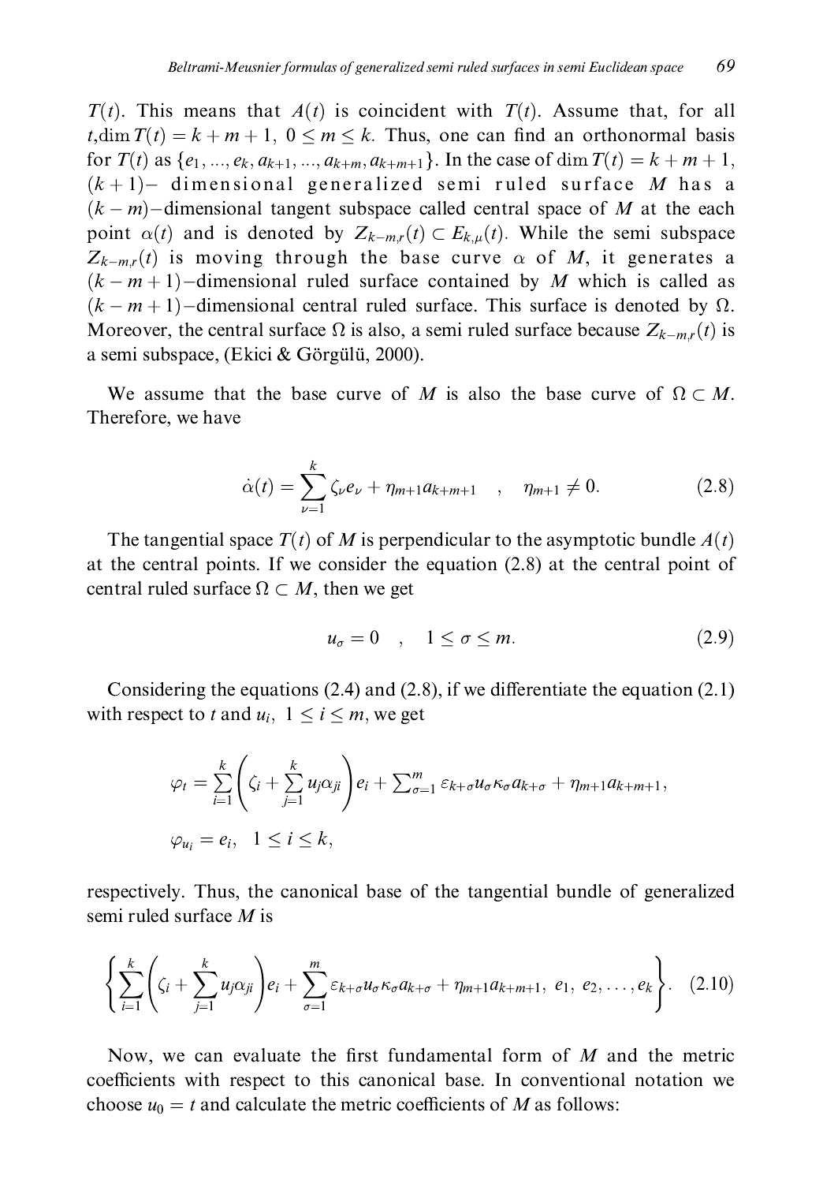$T(t)$. This means that $A(t)$ is coincident with $T(t)$. Assume that, for all $t, \dim T(t) = k + m + 1,\ 0 \leq m \leq k$. Thus, one can find an orthonormal basis for $T(t)$ as $\{e_1, ..., e_k, a_{k+1}, ..., a_{k+m}, a_{k+m+1}\}$. In the case of $\dim T(t) = k + m + 1$, $(k+1)-$ dimensional generalized semi ruled surface $M$ has a $(k-m)-$dimensional tangent subspace called central space of $M$ at the each point $\alpha(t)$ and is denoted by $Z_{k-m,r}(t) \subset E_{k,\mu}(t)$. While the semi subspace $Z_{k-m,r}(t)$ is moving through the base curve $\alpha$ of $M$, it generates a $(k-m+1)-$dimensional ruled surface contained by $M$ which is called as $(k-m+1)-$dimensional central ruled surface. This surface is denoted by $\Omega$. Moreover, the central surface $\Omega$ is also, a semi ruled surface because $Z_{k-m,r}(t)$ is a semi subspace, (Ekici & Görgülü, 2000).

We assume that the base curve of $M$ is also the base curve of $\Omega \subset M$. Therefore, we have

$$\dot{\alpha}(t) = \sum_{\nu=1}^{k} \zeta_\nu e_\nu + \eta_{m+1} a_{k+m+1} \quad , \quad \eta_{m+1} \neq 0. \tag{2.8}$$

The tangential space $T(t)$ of $M$ is perpendicular to the asymptotic bundle $A(t)$ at the central points. If we consider the equation (2.8) at the central point of central ruled surface $\Omega \subset M$, then we get

$$u_\sigma = 0 \quad , \quad 1 \leq \sigma \leq m. \tag{2.9}$$

Considering the equations (2.4) and (2.8), if we differentiate the equation (2.1) with respect to $t$ and $u_i,\ 1 \leq i \leq m$, we get

$$\varphi_t = \sum_{i=1}^{k} \left( \zeta_i + \sum_{j=1}^{k} u_j \alpha_{ji} \right) e_i + \sum_{\sigma=1}^{m} \varepsilon_{k+\sigma} u_\sigma \kappa_\sigma a_{k+\sigma} + \eta_{m+1} a_{k+m+1},$$

$$\varphi_{u_i} = e_i, \quad 1 \leq i \leq k,$$

respectively. Thus, the canonical base of the tangential bundle of generalized semi ruled surface $M$ is

$$\left\{ \sum_{i=1}^{k} \left( \zeta_i + \sum_{j=1}^{k} u_j \alpha_{ji} \right) e_i + \sum_{\sigma=1}^{m} \varepsilon_{k+\sigma} u_\sigma \kappa_\sigma a_{k+\sigma} + \eta_{m+1} a_{k+m+1},\ e_1,\ e_2, \ldots, e_k \right\}. \tag{2.10}$$

Now, we can evaluate the first fundamental form of $M$ and the metric coefficients with respect to this canonical base. In conventional notation we choose $u_0 = t$ and calculate the metric coefficients of $M$ as follows: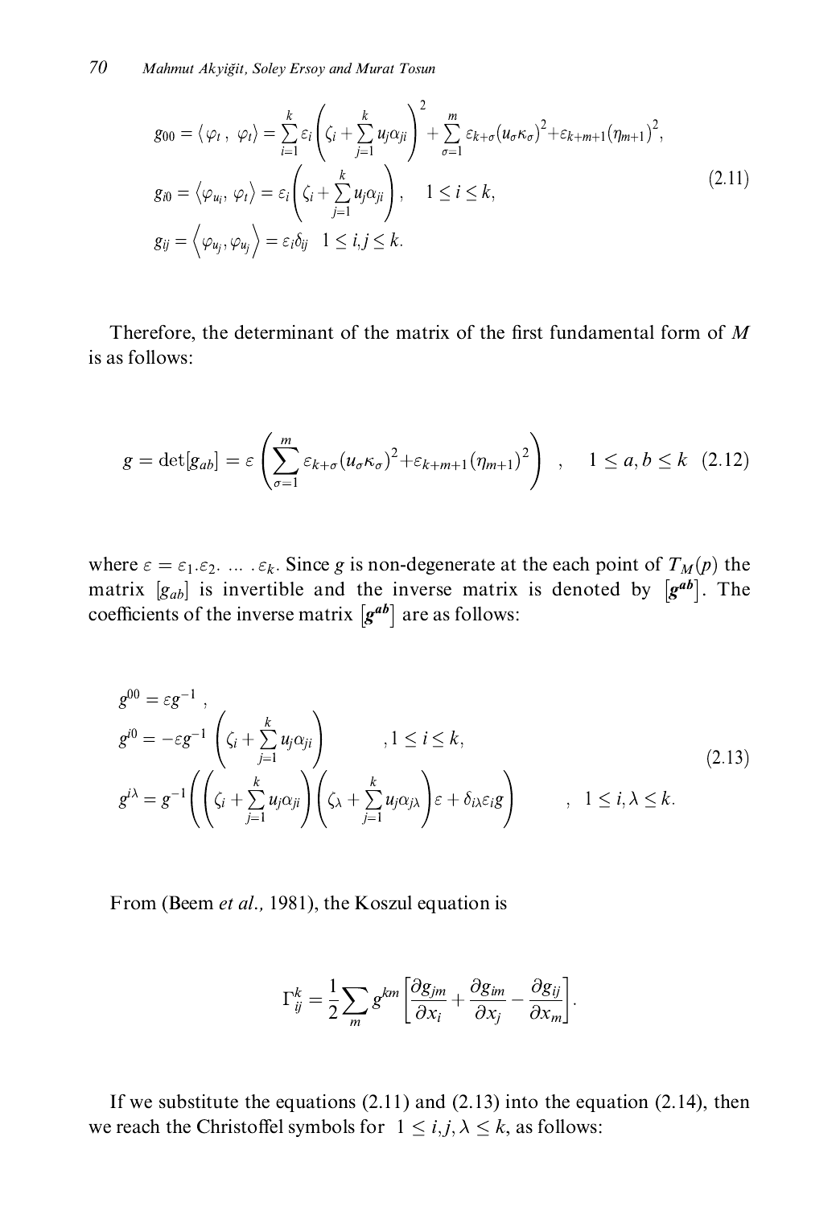$$
\begin{aligned}
g_{00} &= \langle \varphi_t\,,\ \varphi_t \rangle = \sum_{i=1}^{k} \varepsilon_i \left( \zeta_i + \sum_{j=1}^{k} u_j \alpha_{ji} \right)^2 + \sum_{\sigma=1}^{m} \varepsilon_{k+\sigma} (u_\sigma \kappa_\sigma)^2 + \varepsilon_{k+m+1} (\eta_{m+1})^2, \\
g_{i0} &= \langle \varphi_{u_i}, \varphi_t \rangle = \varepsilon_i \left( \zeta_i + \sum_{j=1}^{k} u_j \alpha_{ji} \right), \quad 1 \le i \le k, \\
g_{ij} &= \left\langle \varphi_{u_j}, \varphi_{u_j} \right\rangle = \varepsilon_i \delta_{ij} \quad 1 \le i,j \le k.
\end{aligned}
\tag{2.11}
$$

Therefore, the determinant of the matrix of the first fundamental form of $M$ is as follows:

$$
g = \det[g_{ab}] = \varepsilon \left( \sum_{\sigma=1}^{m} \varepsilon_{k+\sigma} (u_\sigma \kappa_\sigma)^2 + \varepsilon_{k+m+1} (\eta_{m+1})^2 \right) \quad , \quad 1 \le a, b \le k \tag{2.12}
$$

where $\varepsilon = \varepsilon_1 . \varepsilon_2 . \ \ldots \ . \varepsilon_k$. Since $g$ is non-degenerate at the each point of $T_M(p)$ the matrix $[g_{ab}]$ is invertible and the inverse matrix is denoted by $\left[ \boldsymbol{g^{ab}} \right]$. The coefficients of the inverse matrix $\left[ \boldsymbol{g^{ab}} \right]$ are as follows:

$$
\begin{aligned}
g^{00} &= \varepsilon g^{-1}\,, \\
g^{i0} &= -\varepsilon g^{-1} \left( \zeta_i + \sum_{j=1}^{k} u_j \alpha_{ji} \right) \qquad ,1 \le i \le k, \\
g^{i\lambda} &= g^{-1} \left( \left( \zeta_i + \sum_{j=1}^{k} u_j \alpha_{ji} \right) \left( \zeta_\lambda + \sum_{j=1}^{k} u_j \alpha_{j\lambda} \right) \varepsilon + \delta_{i\lambda} \varepsilon_i g \right) \qquad , \quad 1 \le i, \lambda \le k.
\end{aligned}
\tag{2.13}
$$

From (Beem *et al.,* 1981), the Koszul equation is

$$
\Gamma_{ij}^{k} = \frac{1}{2} \sum_{m} g^{km} \left[ \frac{\partial g_{jm}}{\partial x_i} + \frac{\partial g_{im}}{\partial x_j} - \frac{\partial g_{ij}}{\partial x_m} \right].
$$

If we substitute the equations (2.11) and (2.13) into the equation (2.14), then we reach the Christoffel symbols for $1 \le i, j, \lambda \le k$, as follows: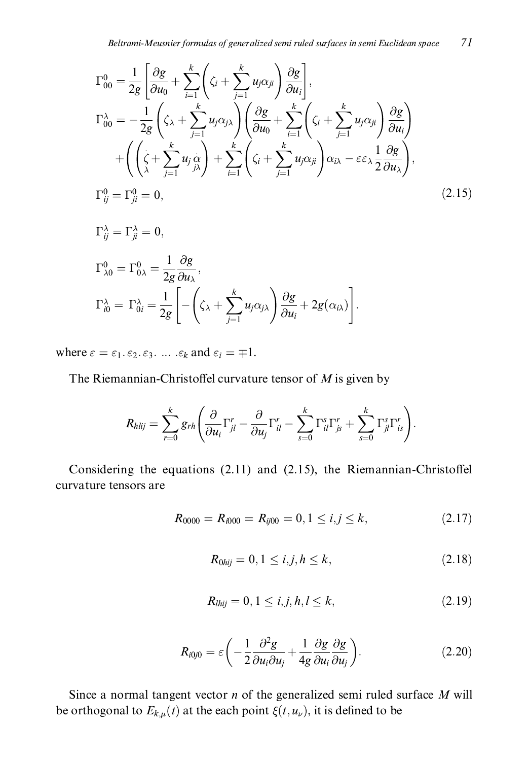$$
\begin{aligned}
\Gamma_{00}^{0} &= \frac{1}{2g}\left[\frac{\partial g}{\partial u_0} + \sum_{i=1}^{k}\left(\zeta_i + \sum_{j=1}^{k} u_j \alpha_{ji}\right)\frac{\partial g}{\partial u_i}\right], \\
\Gamma_{00}^{\lambda} &= -\frac{1}{2g}\left(\zeta_\lambda + \sum_{j=1}^{k} u_j \alpha_{j\lambda}\right)\left(\frac{\partial g}{\partial u_0} + \sum_{i=1}^{k}\left(\zeta_i + \sum_{j=1}^{k} u_j \alpha_{ji}\right)\frac{\partial g}{\partial u_i}\right) \\
&\quad + \left(\left(\dot{\underset{\lambda}{\zeta}} + \sum_{j=1}^{k} u_j \underset{j\lambda}{\dot{\alpha}}\right) + \sum_{i=1}^{k}\left(\zeta_i + \sum_{j=1}^{k} u_j \alpha_{ji}\right)\alpha_{i\lambda} - \varepsilon\varepsilon_\lambda \frac{1}{2}\frac{\partial g}{\partial u_\lambda}\right), \\
\Gamma_{ij}^{0} &= \Gamma_{ji}^{0} = 0, \\
\Gamma_{ij}^{\lambda} &= \Gamma_{ji}^{\lambda} = 0, \\
\Gamma_{\lambda 0}^{0} &= \Gamma_{0\lambda}^{0} = \frac{1}{2g}\frac{\partial g}{\partial u_\lambda}, \\
\Gamma_{i0}^{\lambda} &= \Gamma_{0i}^{\lambda} = \frac{1}{2g}\left[-\left(\zeta_\lambda + \sum_{j=1}^{k} u_j \alpha_{j\lambda}\right)\frac{\partial g}{\partial u_i} + 2g(\alpha_{i\lambda})\right].
\end{aligned}
\tag{2.15}
$$

where $\varepsilon = \varepsilon_1 . \varepsilon_2 . \varepsilon_3 . \ \ldots \ .\varepsilon_k$ and $\varepsilon_i = \mp 1$.

The Riemannian-Christoffel curvature tensor of $M$ is given by

$$
R_{hlij} = \sum_{r=0}^{k} g_{rh}\left(\frac{\partial}{\partial u_i}\Gamma_{jl}^{r} - \frac{\partial}{\partial u_j}\Gamma_{il}^{r} - \sum_{s=0}^{k}\Gamma_{il}^{s}\Gamma_{js}^{r} + \sum_{s=0}^{k}\Gamma_{jl}^{s}\Gamma_{is}^{r}\right).
$$

Considering the equations (2.11) and (2.15), the Riemannian-Christoffel curvature tensors are

$$
R_{0000} = R_{i000} = R_{ij00} = 0, 1 \le i, j \le k, \tag{2.17}
$$

$$
R_{0hij} = 0, 1 \le i, j, h \le k, \tag{2.18}
$$

$$
R_{lhij} = 0, 1 \le i, j, h, l \le k, \tag{2.19}
$$

$$
R_{i0j0} = \varepsilon\left(-\frac{1}{2}\frac{\partial^2 g}{\partial u_i \partial u_j} + \frac{1}{4g}\frac{\partial g}{\partial u_i}\frac{\partial g}{\partial u_j}\right). \tag{2.20}
$$

Since a normal tangent vector $n$ of the generalized semi ruled surface $M$ will be orthogonal to $E_{k,\mu}(t)$ at the each point $\xi(t, u_\nu)$, it is defined to be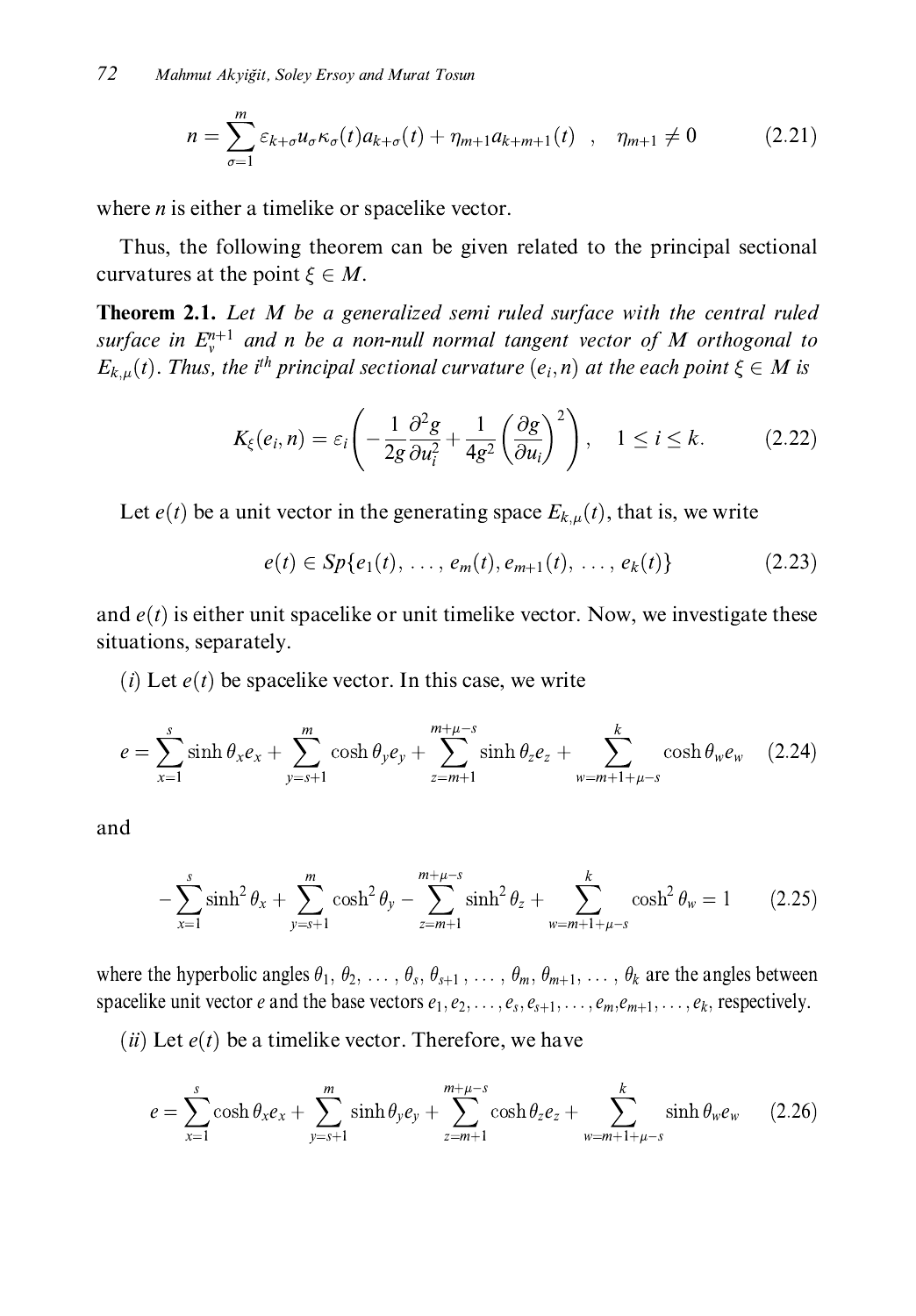$$n = \sum_{\sigma=1}^{m} \varepsilon_{k+\sigma} u_\sigma \kappa_\sigma(t) a_{k+\sigma}(t) + \eta_{m+1} a_{k+m+1}(t) \quad , \quad \eta_{m+1} \neq 0 \tag{2.21}$$

where $n$ is either a timelike or spacelike vector.

Thus, the following theorem can be given related to the principal sectional curvatures at the point $\xi \in M$.

**Theorem 2.1.** *Let $M$ be a generalized semi ruled surface with the central ruled surface in $E_v^{n+1}$ and $n$ be a non-null normal tangent vector of $M$ orthogonal to $E_{k,\mu}(t)$. Thus, the $i^{th}$ principal sectional curvature $(e_i, n)$ at the each point $\xi \in M$ is*

$$K_\xi(e_i, n) = \varepsilon_i \left( -\frac{1}{2g} \frac{\partial^2 g}{\partial u_i^2} + \frac{1}{4g^2} \left( \frac{\partial g}{\partial u_i} \right)^2 \right), \quad 1 \leq i \leq k. \tag{2.22}$$

Let $e(t)$ be a unit vector in the generating space $E_{k,\mu}(t)$, that is, we write

$$e(t) \in Sp\{e_1(t), \ldots, e_m(t), e_{m+1}(t), \ldots, e_k(t)\} \tag{2.23}$$

and $e(t)$ is either unit spacelike or unit timelike vector. Now, we investigate these situations, separately.

$(i)$ Let $e(t)$ be spacelike vector. In this case, we write

$$e = \sum_{x=1}^{s} \sinh\theta_x e_x + \sum_{y=s+1}^{m} \cosh\theta_y e_y + \sum_{z=m+1}^{m+\mu-s} \sinh\theta_z e_z + \sum_{w=m+1+\mu-s}^{k} \cosh\theta_w e_w \tag{2.24}$$

and

$$-\sum_{x=1}^{s} \sinh^2\theta_x + \sum_{y=s+1}^{m} \cosh^2\theta_y - \sum_{z=m+1}^{m+\mu-s} \sinh^2\theta_z + \sum_{w=m+1+\mu-s}^{k} \cosh^2\theta_w = 1 \tag{2.25}$$

where the hyperbolic angles $\theta_1, \theta_2, \ldots, \theta_s, \theta_{s+1}, \ldots, \theta_m, \theta_{m+1}, \ldots, \theta_k$ are the angles between spacelike unit vector $e$ and the base vectors $e_1, e_2, \ldots, e_s, e_{s+1}, \ldots, e_m, e_{m+1}, \ldots, e_k$, respectively.

$(ii)$ Let $e(t)$ be a timelike vector. Therefore, we have

$$e = \sum_{x=1}^{s} \cosh\theta_x e_x + \sum_{y=s+1}^{m} \sinh\theta_y e_y + \sum_{z=m+1}^{m+\mu-s} \cosh\theta_z e_z + \sum_{w=m+1+\mu-s}^{k} \sinh\theta_w e_w \tag{2.26}$$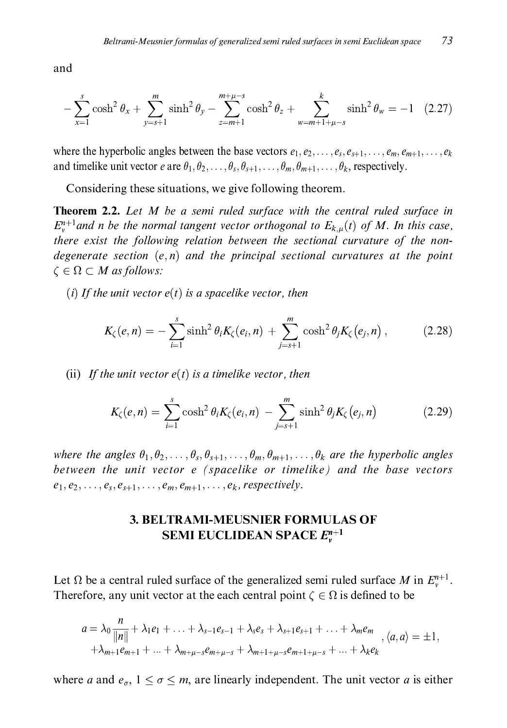and

$$
-\sum_{x=1}^{s}\cosh^2\theta_x+\sum_{y=s+1}^{m}\sinh^2\theta_y-\sum_{z=m+1}^{m+\mu-s}\cosh^2\theta_z+\sum_{w=m+1+\mu-s}^{k}\sinh^2\theta_w=-1 \quad (2.27)
$$

where the hyperbolic angles between the base vectors $e_1, e_2, \ldots, e_s, e_{s+1}, \ldots, e_m, e_{m+1}, \ldots, e_k$ and timelike unit vector $e$ are $\theta_1, \theta_2, \ldots, \theta_s, \theta_{s+1}, \ldots, \theta_m, \theta_{m+1}, \ldots, \theta_k$, respectively.

Considering these situations, we give following theorem.

**Theorem 2.2.** *Let $M$ be a semi ruled surface with the central ruled surface in $E_v^{n+1}$ and $n$ be the normal tangent vector orthogonal to $E_{k,\mu}(t)$ of $M$. In this case, there exist the following relation between the sectional curvature of the non-degenerate section $(e,n)$ and the principal sectional curvatures at the point $\zeta \in \Omega \subset M$ as follows:*

*(i) If the unit vector $e(t)$ is a spacelike vector, then*

$$
K_\zeta(e,n)=-\sum_{i=1}^{s}\sinh^2\theta_i K_\zeta(e_i,n)+\sum_{j=s+1}^{m}\cosh^2\theta_j K_\zeta(e_j,n), \quad (2.28)
$$

(ii) *If the unit vector $e(t)$ is a timelike vector, then*

$$
K_\zeta(e,n)=\sum_{i=1}^{s}\cosh^2\theta_i K_\zeta(e_i,n)-\sum_{j=s+1}^{m}\sinh^2\theta_j K_\zeta(e_j,n) \quad (2.29)
$$

*where the angles $\theta_1, \theta_2, \ldots, \theta_s, \theta_{s+1}, \ldots, \theta_m, \theta_{m+1}, \ldots, \theta_k$ are the hyperbolic angles between the unit vector $e$ (spacelike or timelike) and the base vectors $e_1, e_2, \ldots, e_s, e_{s+1}, \ldots, e_m, e_{m+1}, \ldots, e_k$, respectively.*

## 3. BELTRAMI-MEUSNIER FORMULAS OF SEMI EUCLIDEAN SPACE $E_v^{n+1}$

Let $\Omega$ be a central ruled surface of the generalized semi ruled surface $M$ in $E_v^{n+1}$. Therefore, any unit vector at the each central point $\zeta \in \Omega$ is defined to be

$$
\begin{aligned}
a=\lambda_0\frac{n}{\|n\|}&+\lambda_1 e_1+\ldots+\lambda_{s-1}e_{s-1}+\lambda_s e_s+\lambda_{s+1}e_{s+1}+\ldots+\lambda_m e_m \\
&+\lambda_{m+1}e_{m+1}+\ldots+\lambda_{m+\mu-s}e_{m+\mu-s}+\lambda_{m+1+\mu-s}e_{m+1+\mu-s}+\ldots+\lambda_k e_k
\end{aligned}
, \langle a,a\rangle=\pm 1,
$$

where $a$ and $e_\sigma$, $1 \leq \sigma \leq m$, are linearly independent. The unit vector $a$ is either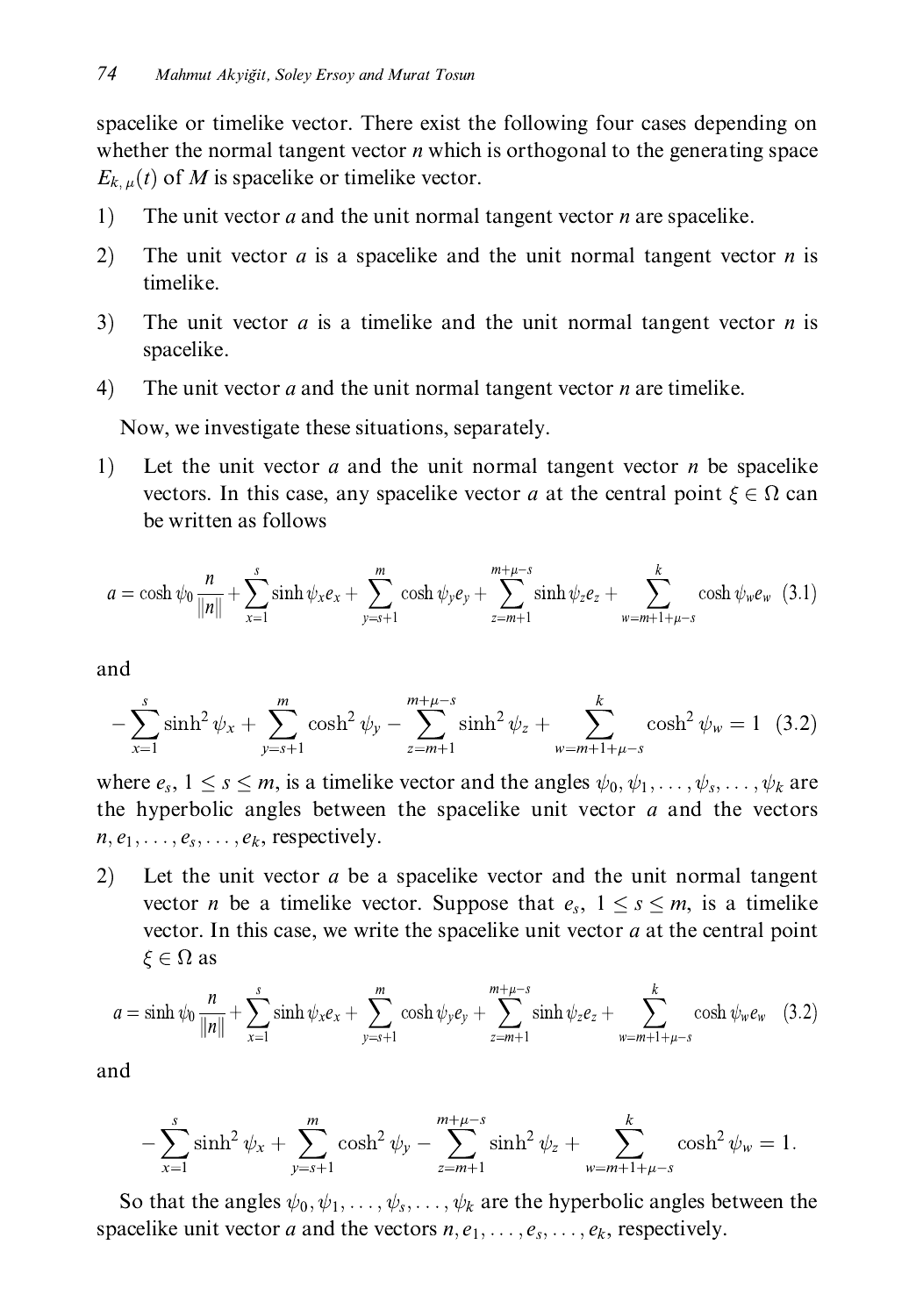spacelike or timelike vector. There exist the following four cases depending on whether the normal tangent vector $n$ which is orthogonal to the generating space $E_{k,\mu}(t)$ of $M$ is spacelike or timelike vector.

1) The unit vector $a$ and the unit normal tangent vector $n$ are spacelike.
2) The unit vector $a$ is a spacelike and the unit normal tangent vector $n$ is timelike.
3) The unit vector $a$ is a timelike and the unit normal tangent vector $n$ is spacelike.
4) The unit vector $a$ and the unit normal tangent vector $n$ are timelike.

Now, we investigate these situations, separately.

1) Let the unit vector $a$ and the unit normal tangent vector $n$ be spacelike vectors. In this case, any spacelike vector $a$ at the central point $\xi \in \Omega$ can be written as follows

$$a = \cosh \psi_0 \frac{n}{\|n\|} + \sum_{x=1}^{s} \sinh \psi_x e_x + \sum_{y=s+1}^{m} \cosh \psi_y e_y + \sum_{z=m+1}^{m+\mu-s} \sinh \psi_z e_z + \sum_{w=m+1+\mu-s}^{k} \cosh \psi_w e_w \quad (3.1)$$

and

$$-\sum_{x=1}^{s} \sinh^2 \psi_x + \sum_{y=s+1}^{m} \cosh^2 \psi_y - \sum_{z=m+1}^{m+\mu-s} \sinh^2 \psi_z + \sum_{w=m+1+\mu-s}^{k} \cosh^2 \psi_w = 1 \quad (3.2)$$

where $e_s$, $1 \leq s \leq m$, is a timelike vector and the angles $\psi_0, \psi_1, \ldots, \psi_s, \ldots, \psi_k$ are the hyperbolic angles between the spacelike unit vector $a$ and the vectors $n, e_1, \ldots, e_s, \ldots, e_k$, respectively.

2) Let the unit vector $a$ be a spacelike vector and the unit normal tangent vector $n$ be a timelike vector. Suppose that $e_s$, $1 \leq s \leq m$, is a timelike vector. In this case, we write the spacelike unit vector $a$ at the central point $\xi \in \Omega$ as

$$a = \sinh \psi_0 \frac{n}{\|n\|} + \sum_{x=1}^{s} \sinh \psi_x e_x + \sum_{y=s+1}^{m} \cosh \psi_y e_y + \sum_{z=m+1}^{m+\mu-s} \sinh \psi_z e_z + \sum_{w=m+1+\mu-s}^{k} \cosh \psi_w e_w \quad (3.2)$$

and

$$-\sum_{x=1}^{s} \sinh^2 \psi_x + \sum_{y=s+1}^{m} \cosh^2 \psi_y - \sum_{z=m+1}^{m+\mu-s} \sinh^2 \psi_z + \sum_{w=m+1+\mu-s}^{k} \cosh^2 \psi_w = 1.$$

So that the angles $\psi_0, \psi_1, \ldots, \psi_s, \ldots, \psi_k$ are the hyperbolic angles between the spacelike unit vector $a$ and the vectors $n, e_1, \ldots, e_s, \ldots, e_k$, respectively.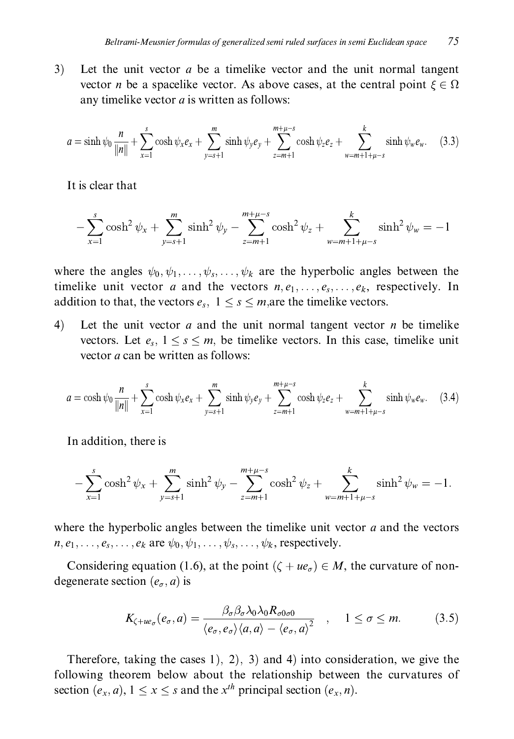3) Let the unit vector $a$ be a timelike vector and the unit normal tangent vector $n$ be a spacelike vector. As above cases, at the central point $\xi \in \Omega$ any timelike vector $a$ is written as follows:

$$a = \sinh \psi_0 \frac{n}{\|n\|} + \sum_{x=1}^{s} \cosh \psi_x e_x + \sum_{y=s+1}^{m} \sinh \psi_y e_y + \sum_{z=m+1}^{m+\mu-s} \cosh \psi_z e_z + \sum_{w=m+1+\mu-s}^{k} \sinh \psi_w e_w. \quad (3.3)$$

It is clear that

$$-\sum_{x=1}^{s} \cosh^2 \psi_x + \sum_{y=s+1}^{m} \sinh^2 \psi_y - \sum_{z=m+1}^{m+\mu-s} \cosh^2 \psi_z + \sum_{w=m+1+\mu-s}^{k} \sinh^2 \psi_w = -1$$

where the angles $\psi_0, \psi_1, \ldots, \psi_s, \ldots, \psi_k$ are the hyperbolic angles between the timelike unit vector $a$ and the vectors $n, e_1, \ldots, e_s, \ldots, e_k$, respectively. In addition to that, the vectors $e_s$, $1 \leq s \leq m$,are the timelike vectors.

4) Let the unit vector $a$ and the unit normal tangent vector $n$ be timelike vectors. Let $e_s$, $1 \leq s \leq m$, be timelike vectors. In this case, timelike unit vector $a$ can be written as follows:

$$a = \cosh \psi_0 \frac{n}{\|n\|} + \sum_{x=1}^{s} \cosh \psi_x e_x + \sum_{y=s+1}^{m} \sinh \psi_y e_y + \sum_{z=m+1}^{m+\mu-s} \cosh \psi_z e_z + \sum_{w=m+1+\mu-s}^{k} \sinh \psi_w e_w. \quad (3.4)$$

In addition, there is

$$-\sum_{x=1}^{s} \cosh^2 \psi_x + \sum_{y=s+1}^{m} \sinh^2 \psi_y - \sum_{z=m+1}^{m+\mu-s} \cosh^2 \psi_z + \sum_{w=m+1+\mu-s}^{k} \sinh^2 \psi_w = -1.$$

where the hyperbolic angles between the timelike unit vector $a$ and the vectors $n, e_1, \ldots, e_s, \ldots, e_k$ are $\psi_0, \psi_1, \ldots, \psi_s, \ldots, \psi_k$, respectively.

Considering equation (1.6), at the point $(\zeta + ue_\sigma) \in M$, the curvature of non-degenerate section $(e_\sigma, a)$ is

$$K_{\zeta+ue_\sigma}(e_\sigma, a) = \frac{\beta_\sigma \beta_\sigma \lambda_0 \lambda_0 R_{\sigma 0 \sigma 0}}{\langle e_\sigma, e_\sigma \rangle \langle a, a \rangle - \langle e_\sigma, a \rangle^2} \quad , \quad 1 \leq \sigma \leq m. \quad (3.5)$$

Therefore, taking the cases 1), 2), 3) and 4) into consideration, we give the following theorem below about the relationship between the curvatures of section $(e_x, a)$, $1 \leq x \leq s$ and the $x^{th}$ principal section $(e_x, n)$.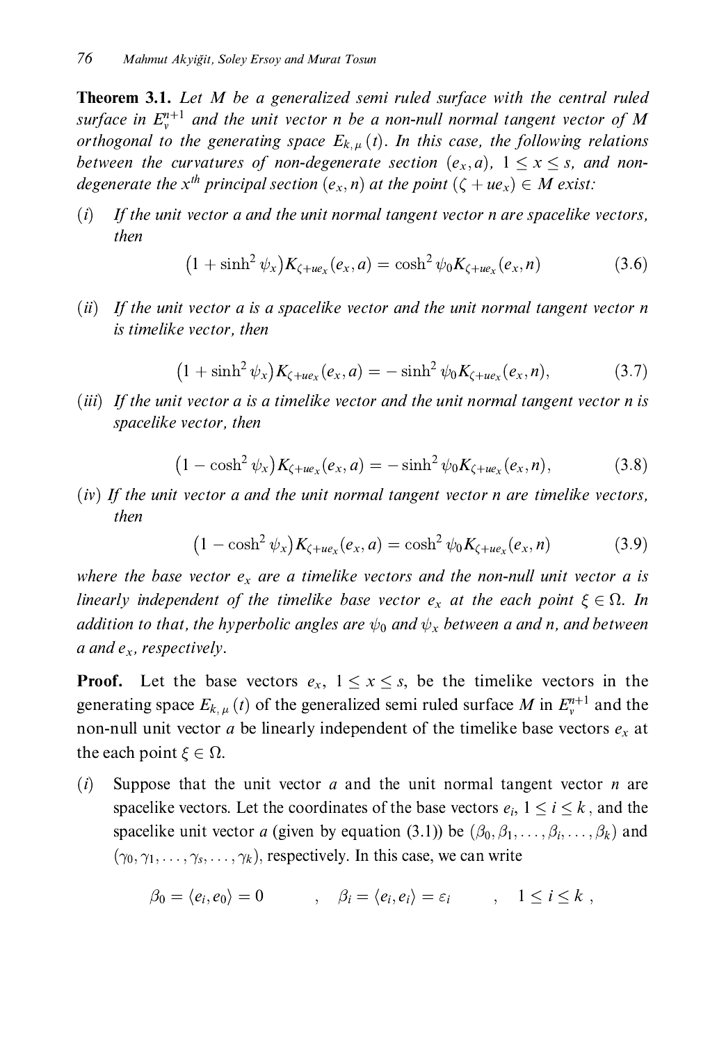**Theorem 3.1.** *Let $M$ be a generalized semi ruled surface with the central ruled surface in $E_v^{n+1}$ and the unit vector $n$ be a non-null normal tangent vector of $M$ orthogonal to the generating space $E_{k,\mu}(t)$. In this case, the following relations between the curvatures of non-degenerate section $(e_x, a)$, $1 \leq x \leq s$, and non-degenerate the $x^{th}$ principal section $(e_x, n)$ at the point $(\zeta + ue_x) \in M$ exist:*

$(i)$ *If the unit vector $a$ and the unit normal tangent vector $n$ are spacelike vectors, then*

$$\left(1 + \sinh^2 \psi_x\right) K_{\zeta + ue_x}(e_x, a) = \cosh^2 \psi_0 K_{\zeta + ue_x}(e_x, n) \tag{3.6}$$

$(ii)$ *If the unit vector $a$ is a spacelike vector and the unit normal tangent vector $n$ is timelike vector, then*

$$\left(1 + \sinh^2 \psi_x\right) K_{\zeta + ue_x}(e_x, a) = -\sinh^2 \psi_0 K_{\zeta + ue_x}(e_x, n), \tag{3.7}$$

$(iii)$ *If the unit vector $a$ is a timelike vector and the unit normal tangent vector $n$ is spacelike vector, then*

$$\left(1 - \cosh^2 \psi_x\right) K_{\zeta + ue_x}(e_x, a) = -\sinh^2 \psi_0 K_{\zeta + ue_x}(e_x, n), \tag{3.8}$$

$(iv)$ *If the unit vector $a$ and the unit normal tangent vector $n$ are timelike vectors, then*

$$\left(1 - \cosh^2 \psi_x\right) K_{\zeta + ue_x}(e_x, a) = \cosh^2 \psi_0 K_{\zeta + ue_x}(e_x, n) \tag{3.9}$$

*where the base vector $e_x$ are a timelike vectors and the non-null unit vector $a$ is linearly independent of the timelike base vector $e_x$ at the each point $\xi \in \Omega$. In addition to that, the hyperbolic angles are $\psi_0$ and $\psi_x$ between $a$ and $n$, and between $a$ and $e_x$, respectively.*

**Proof.** Let the base vectors $e_x$, $1 \leq x \leq s$, be the timelike vectors in the generating space $E_{k,\mu}(t)$ of the generalized semi ruled surface $M$ in $E_v^{n+1}$ and the non-null unit vector $a$ be linearly independent of the timelike base vectors $e_x$ at the each point $\xi \in \Omega$.

$(i)$ Suppose that the unit vector $a$ and the unit normal tangent vector $n$ are spacelike vectors. Let the coordinates of the base vectors $e_i$, $1 \leq i \leq k$, and the spacelike unit vector $a$ (given by equation (3.1)) be $(\beta_0, \beta_1, \ldots, \beta_i, \ldots, \beta_k)$ and $(\gamma_0, \gamma_1, \ldots, \gamma_s, \ldots, \gamma_k)$, respectively. In this case, we can write

$$\beta_0 = \langle e_i, e_0 \rangle = 0 \qquad , \quad \beta_i = \langle e_i, e_i \rangle = \varepsilon_i \qquad , \quad 1 \leq i \leq k \ ,$$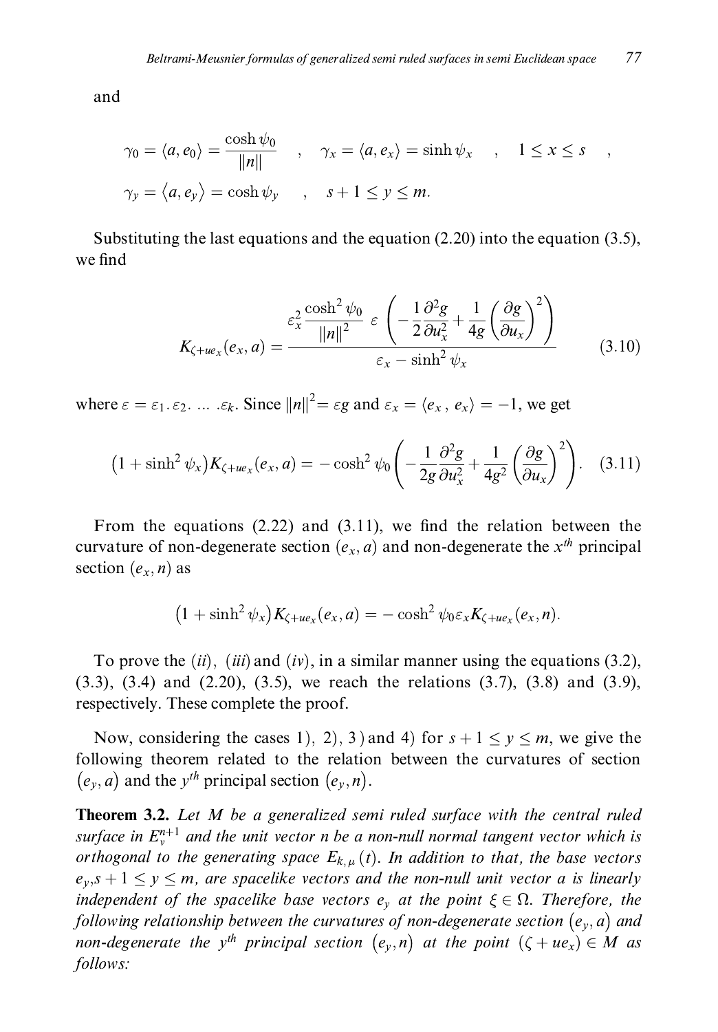and

$$\gamma_0 = \langle a, e_0 \rangle = \frac{\cosh \psi_0}{\|n\|} \quad , \quad \gamma_x = \langle a, e_x \rangle = \sinh \psi_x \quad , \quad 1 \leq x \leq s \quad ,$$

$$\gamma_y = \langle a, e_y \rangle = \cosh \psi_y \quad , \quad s+1 \leq y \leq m.$$

Substituting the last equations and the equation (2.20) into the equation (3.5), we find

$$K_{\zeta + ue_x}(e_x, a) = \frac{\varepsilon_x^2 \dfrac{\cosh^2 \psi_0}{\|n\|^2} \ \varepsilon \left( -\dfrac{1}{2} \dfrac{\partial^2 g}{\partial u_x^2} + \dfrac{1}{4g} \left( \dfrac{\partial g}{\partial u_x} \right)^2 \right)}{\varepsilon_x - \sinh^2 \psi_x} \tag{3.10}$$

where $\varepsilon = \varepsilon_1 . \varepsilon_2 . \ \ldots \ .\varepsilon_k$. Since $\|n\|^2 = \varepsilon g$ and $\varepsilon_x = \langle e_x \, , \, e_x \rangle = -1$, we get

$$\left(1 + \sinh^2 \psi_x\right) K_{\zeta + ue_x}(e_x, a) = -\cosh^2 \psi_0 \left( -\frac{1}{2g} \frac{\partial^2 g}{\partial u_x^2} + \frac{1}{4g^2} \left( \frac{\partial g}{\partial u_x} \right)^2 \right). \tag{3.11}$$

From the equations (2.22) and (3.11), we find the relation between the curvature of non-degenerate section $(e_x, a)$ and non-degenerate the $x^{th}$ principal section $(e_x, n)$ as

$$\left(1 + \sinh^2 \psi_x\right) K_{\zeta + ue_x}(e_x, a) = -\cosh^2 \psi_0 \varepsilon_x K_{\zeta + ue_x}(e_x, n).$$

To prove the $(ii)$, $(iii)$ and $(iv)$, in a similar manner using the equations (3.2), (3.3), (3.4) and (2.20), (3.5), we reach the relations (3.7), (3.8) and (3.9), respectively. These complete the proof.

Now, considering the cases 1), 2), 3) and 4) for $s+1 \leq y \leq m$, we give the following theorem related to the relation between the curvatures of section $(e_y, a)$ and the $y^{th}$ principal section $(e_y, n)$.

**Theorem 3.2.** *Let $M$ be a generalized semi ruled surface with the central ruled surface in $E_v^{n+1}$ and the unit vector $n$ be a non-null normal tangent vector which is orthogonal to the generating space $E_{k,\mu}(t)$. In addition to that, the base vectors $e_y, s+1 \leq y \leq m$, are spacelike vectors and the non-null unit vector $a$ is linearly independent of the spacelike base vectors $e_y$ at the point $\xi \in \Omega$. Therefore, the following relationship between the curvatures of non-degenerate section $(e_y, a)$ and non-degenerate the $y^{th}$ principal section $(e_y, n)$ at the point $(\zeta + ue_x) \in M$ as follows:*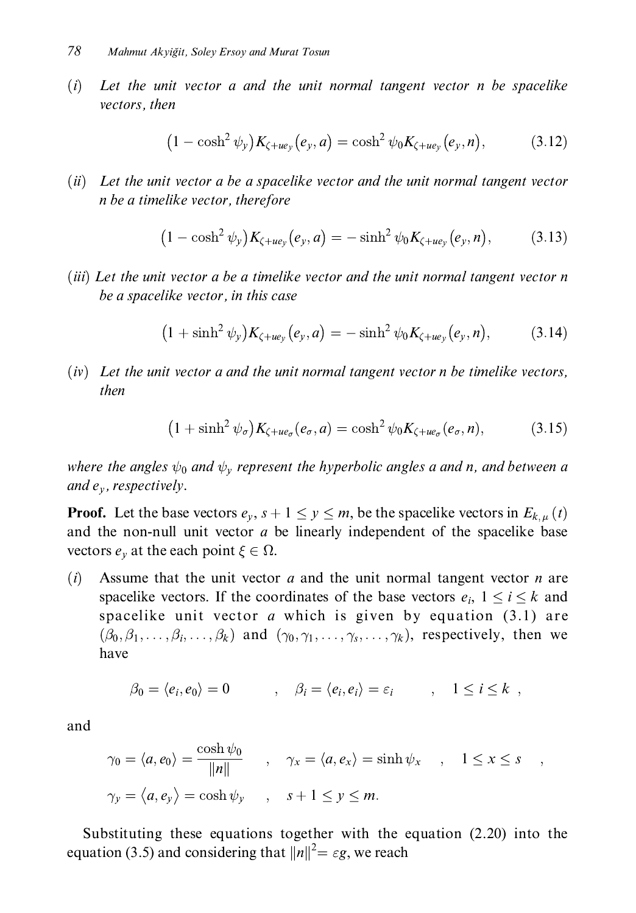$(i)$ *Let the unit vector $a$ and the unit normal tangent vector $n$ be spacelike vectors, then*

$$\left(1-\cosh^2\psi_y\right)K_{\zeta+ue_y}\left(e_y,a\right)=\cosh^2\psi_0 K_{\zeta+ue_y}\left(e_y,n\right), \tag{3.12}$$

$(ii)$ *Let the unit vector $a$ be a spacelike vector and the unit normal tangent vector $n$ be a timelike vector, therefore*

$$\left(1-\cosh^2\psi_y\right)K_{\zeta+ue_y}\left(e_y,a\right)=-\sinh^2\psi_0 K_{\zeta+ue_y}\left(e_y,n\right), \tag{3.13}$$

$(iii)$ *Let the unit vector $a$ be a timelike vector and the unit normal tangent vector $n$ be a spacelike vector, in this case*

$$\left(1+\sinh^2\psi_y\right)K_{\zeta+ue_y}\left(e_y,a\right)=-\sinh^2\psi_0 K_{\zeta+ue_y}\left(e_y,n\right), \tag{3.14}$$

$(iv)$ *Let the unit vector $a$ and the unit normal tangent vector $n$ be timelike vectors, then*

$$\left(1+\sinh^2\psi_\sigma\right)K_{\zeta+ue_\sigma}(e_\sigma,a)=\cosh^2\psi_0 K_{\zeta+ue_\sigma}(e_\sigma,n), \tag{3.15}$$

*where the angles $\psi_0$ and $\psi_y$ represent the hyperbolic angles $a$ and $n$, and between $a$ and $e_y$, respectively.*

**Proof.** Let the base vectors $e_y$, $s+1\leq y\leq m$, be the spacelike vectors in $E_{k,\mu}(t)$ and the non-null unit vector $a$ be linearly independent of the spacelike base vectors $e_y$ at the each point $\xi\in\Omega$.

$(i)$ Assume that the unit vector $a$ and the unit normal tangent vector $n$ are spacelike vectors. If the coordinates of the base vectors $e_i$, $1\leq i\leq k$ and spacelike unit vector $a$ which is given by equation (3.1) are $(\beta_0,\beta_1,\ldots,\beta_i,\ldots,\beta_k)$ and $(\gamma_0,\gamma_1,\ldots,\gamma_s,\ldots,\gamma_k)$, respectively, then we have

$$\beta_0=\langle e_i,e_0\rangle=0 \quad , \quad \beta_i=\langle e_i,e_i\rangle=\varepsilon_i \quad , \quad 1\leq i\leq k \ ,$$

and

$$\gamma_0=\langle a,e_0\rangle=\frac{\cosh\psi_0}{\|n\|} \quad , \quad \gamma_x=\langle a,e_x\rangle=\sinh\psi_x \quad , \quad 1\leq x\leq s \quad ,$$

$$\gamma_y=\langle a,e_y\rangle=\cosh\psi_y \quad , \quad s+1\leq y\leq m.$$

Substituting these equations together with the equation (2.20) into the equation (3.5) and considering that $\|n\|^2=\varepsilon g$, we reach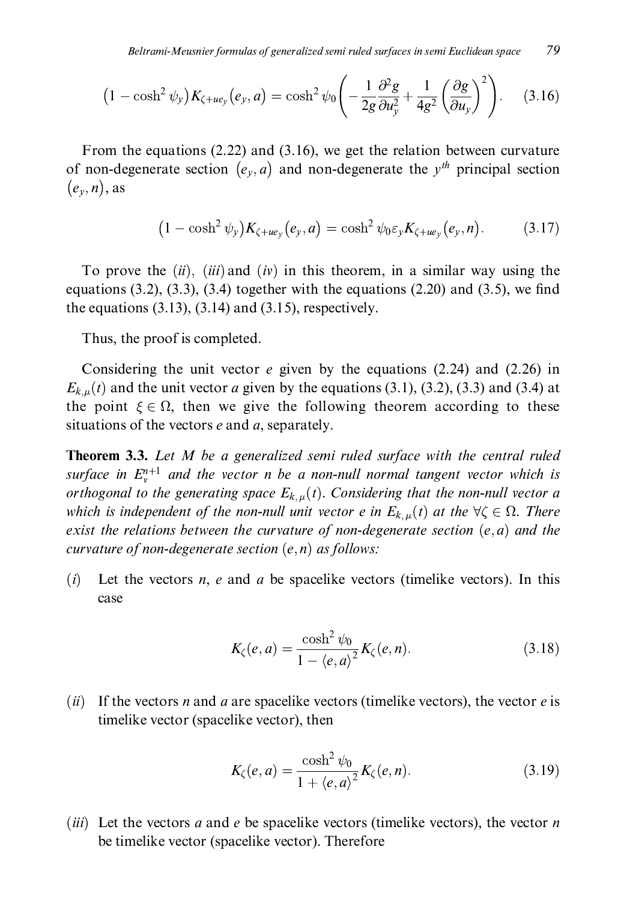$$\left(1-\cosh^2\psi_y\right)K_{\zeta+ue_y}\left(e_y,a\right)=\cosh^2\psi_0\left(-\frac{1}{2g}\frac{\partial^2 g}{\partial u_y^2}+\frac{1}{4g^2}\left(\frac{\partial g}{\partial u_y}\right)^2\right). \tag{3.16}$$

From the equations (2.22) and (3.16), we get the relation between curvature of non-degenerate section $(e_y,a)$ and non-degenerate the $y^{th}$ principal section $(e_y,n)$, as

$$\left(1-\cosh^2\psi_y\right)K_{\zeta+ue_y}\left(e_y,a\right)=\cosh^2\psi_0\varepsilon_y K_{\zeta+ue_y}\left(e_y,n\right). \tag{3.17}$$

To prove the (*ii*), (*iii*) and (*iv*) in this theorem, in a similar way using the equations (3.2), (3.3), (3.4) together with the equations (2.20) and (3.5), we find the equations (3.13), (3.14) and (3.15), respectively.

Thus, the proof is completed.

Considering the unit vector $e$ given by the equations (2.24) and (2.26) in $E_{k,\mu}(t)$ and the unit vector $a$ given by the equations (3.1), (3.2), (3.3) and (3.4) at the point $\xi\in\Omega$, then we give the following theorem according to these situations of the vectors $e$ and $a$, separately.

**Theorem 3.3.** *Let $M$ be a generalized semi ruled surface with the central ruled surface in $E_v^{n+1}$ and the vector $n$ be a non-null normal tangent vector which is orthogonal to the generating space $E_{k,\mu}(t)$. Considering that the non-null vector $a$ which is independent of the non-null unit vector $e$ in $E_{k,\mu}(t)$ at the $\forall\zeta\in\Omega$. There exist the relations between the curvature of non-degenerate section $(e,a)$ and the curvature of non-degenerate section $(e,n)$ as follows:*

(*i*) Let the vectors $n$, $e$ and $a$ be spacelike vectors (timelike vectors). In this case

$$K_\zeta(e,a)=\frac{\cosh^2\psi_0}{1-\langle e,a\rangle^2}K_\zeta(e,n). \tag{3.18}$$

(*ii*) If the vectors $n$ and $a$ are spacelike vectors (timelike vectors), the vector $e$ is timelike vector (spacelike vector), then

$$K_\zeta(e,a)=\frac{\cosh^2\psi_0}{1+\langle e,a\rangle^2}K_\zeta(e,n). \tag{3.19}$$

(*iii*) Let the vectors $a$ and $e$ be spacelike vectors (timelike vectors), the vector $n$ be timelike vector (spacelike vector). Therefore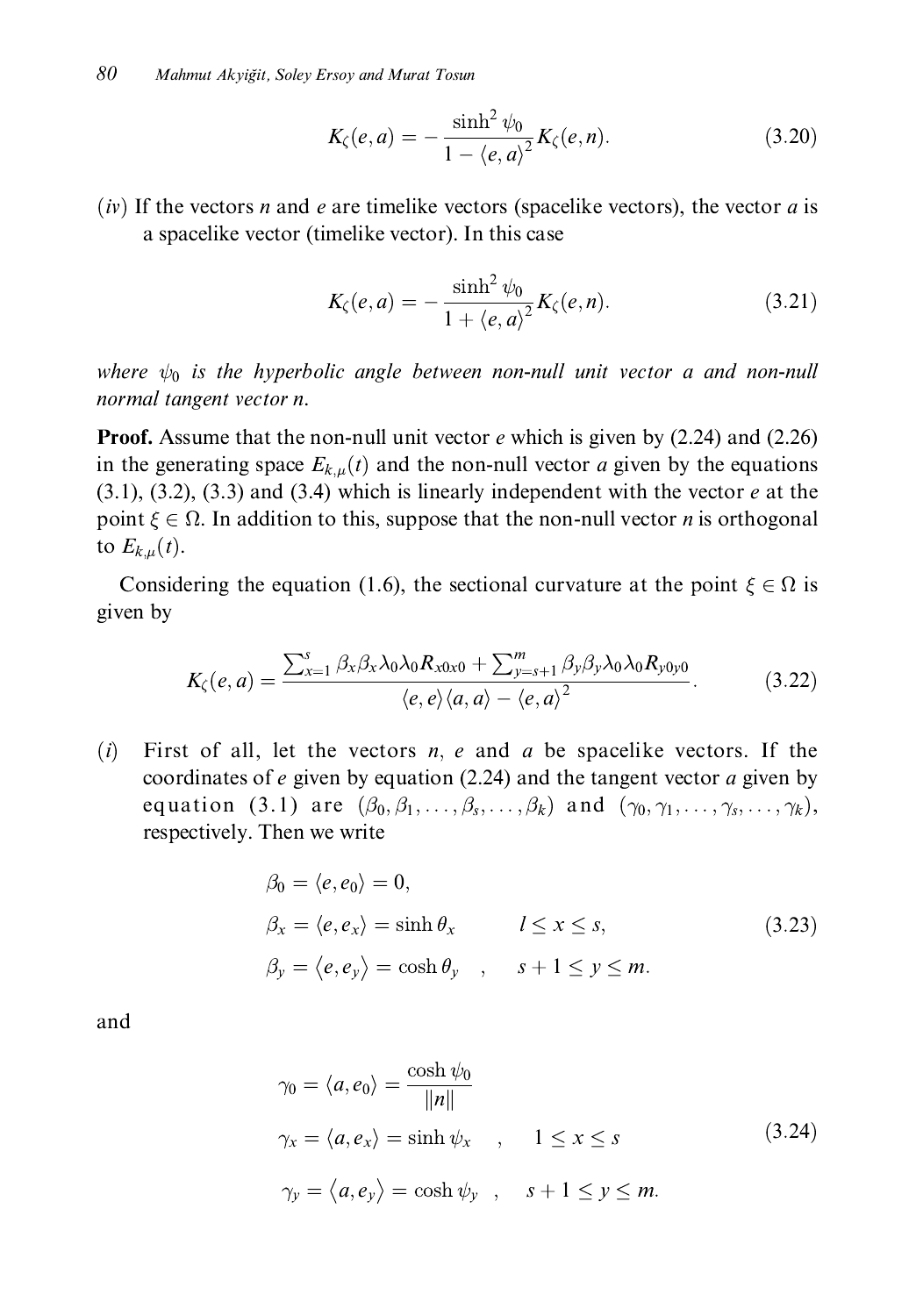$$K_\zeta(e,a) = -\frac{\sinh^2 \psi_0}{1-\langle e,a\rangle^2} K_\zeta(e,n). \tag{3.20}$$

($iv$) If the vectors $n$ and $e$ are timelike vectors (spacelike vectors), the vector $a$ is a spacelike vector (timelike vector). In this case

$$K_\zeta(e,a) = -\frac{\sinh^2 \psi_0}{1+\langle e,a\rangle^2} K_\zeta(e,n). \tag{3.21}$$

*where $\psi_0$ is the hyperbolic angle between non-null unit vector $a$ and non-null normal tangent vector $n$.*

**Proof.** Assume that the non-null unit vector $e$ which is given by (2.24) and (2.26) in the generating space $E_{k,\mu}(t)$ and the non-null vector $a$ given by the equations (3.1), (3.2), (3.3) and (3.4) which is linearly independent with the vector $e$ at the point $\xi \in \Omega$. In addition to this, suppose that the non-null vector $n$ is orthogonal to $E_{k,\mu}(t)$.

Considering the equation (1.6), the sectional curvature at the point $\xi \in \Omega$ is given by

$$K_\zeta(e,a) = \frac{\sum_{x=1}^{s} \beta_x\beta_x\lambda_0\lambda_0 R_{x0x0} + \sum_{y=s+1}^{m} \beta_y\beta_y\lambda_0\lambda_0 R_{y0y0}}{\langle e,e\rangle\langle a,a\rangle - \langle e,a\rangle^2}. \tag{3.22}$$

($i$) First of all, let the vectors $n$, $e$ and $a$ be spacelike vectors. If the coordinates of $e$ given by equation (2.24) and the tangent vector $a$ given by equation (3.1) are $(\beta_0, \beta_1, \ldots, \beta_s, \ldots, \beta_k)$ and $(\gamma_0, \gamma_1, \ldots, \gamma_s, \ldots, \gamma_k)$, respectively. Then we write

$$\begin{aligned}
\beta_0 &= \langle e, e_0\rangle = 0, \\
\beta_x &= \langle e, e_x\rangle = \sinh\theta_x \qquad l \le x \le s, \\
\beta_y &= \langle e, e_y\rangle = \cosh\theta_y \quad , \quad s+1 \le y \le m.
\end{aligned} \tag{3.23}$$

and

$$\begin{aligned}
\gamma_0 &= \langle a, e_0\rangle = \frac{\cosh\psi_0}{\|n\|} \\
\gamma_x &= \langle a, e_x\rangle = \sinh\psi_x \quad , \quad 1 \le x \le s \\
\gamma_y &= \langle a, e_y\rangle = \cosh\psi_y \quad , \quad s+1 \le y \le m.
\end{aligned} \tag{3.24}$$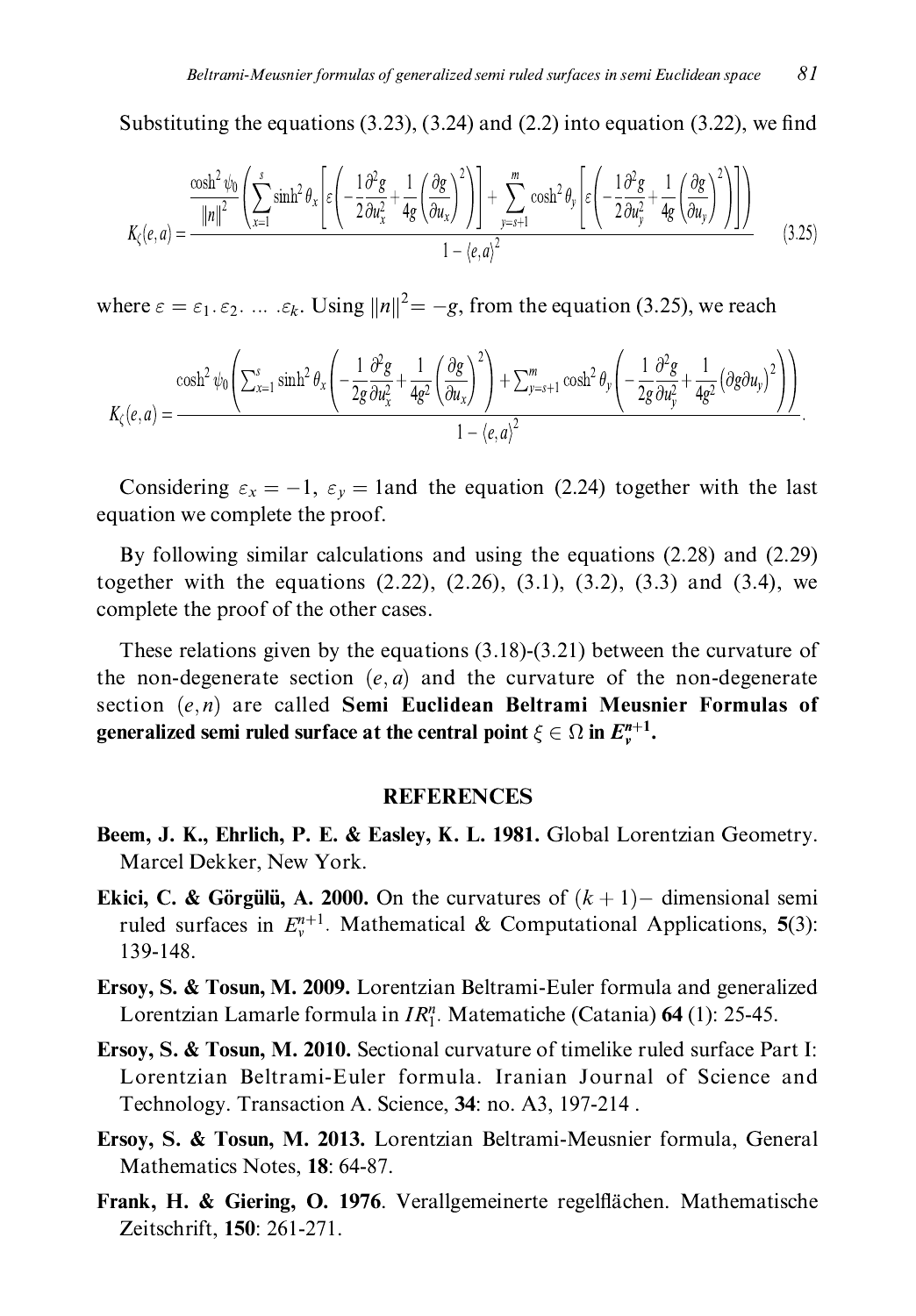Substituting the equations (3.23), (3.24) and (2.2) into equation (3.22), we find

$$K_\zeta(e,a) = \frac{\dfrac{\cosh^2\psi_0}{\|n\|^2}\left(\displaystyle\sum_{x=1}^{s}\sinh^2\theta_x\left[\varepsilon\left(-\frac{1}{2}\frac{\partial^2 g}{\partial u_x^2}+\frac{1}{4g}\left(\frac{\partial g}{\partial u_x}\right)^2\right)\right]+\sum_{y=s+1}^{m}\cosh^2\theta_y\left[\varepsilon\left(-\frac{1}{2}\frac{\partial^2 g}{\partial u_y^2}+\frac{1}{4g}\left(\frac{\partial g}{\partial u_y}\right)^2\right)\right]\right)}{1-\langle e,a\rangle^2} \tag{3.25}$$

where $\varepsilon = \varepsilon_1.\varepsilon_2.\ \ldots\ .\varepsilon_k$. Using $\|n\|^2 = -g$, from the equation (3.25), we reach

$$K_\zeta(e,a) = \frac{\cosh^2\psi_0\left(\sum_{x=1}^{s}\sinh^2\theta_x\left(-\frac{1}{2g}\frac{\partial^2 g}{\partial u_x^2}+\frac{1}{4g^2}\left(\frac{\partial g}{\partial u_x}\right)^2\right)+\sum_{y=s+1}^{m}\cosh^2\theta_y\left(-\frac{1}{2g}\frac{\partial^2 g}{\partial u_y^2}+\frac{1}{4g^2}\left(\partial g\partial u_y\right)^2\right)\right)}{1-\langle e,a\rangle^2}.$$

Considering $\varepsilon_x = -1$, $\varepsilon_y = 1$and the equation (2.24) together with the last equation we complete the proof.

By following similar calculations and using the equations (2.28) and (2.29) together with the equations (2.22), (2.26), (3.1), (3.2), (3.3) and (3.4), we complete the proof of the other cases.

These relations given by the equations (3.18)-(3.21) between the curvature of the non-degenerate section $(e,a)$ and the curvature of the non-degenerate section $(e,n)$ are called **Semi Euclidean Beltrami Meusnier Formulas of generalized semi ruled surface at the central point $\xi \in \Omega$ in $E_v^{n+1}$.**

## REFERENCES

**Beem, J. K., Ehrlich, P. E. & Easley, K. L. 1981.** Global Lorentzian Geometry. Marcel Dekker, New York.

**Ekici, C. & Görgülü, A. 2000.** On the curvatures of $(k+1)-$ dimensional semi ruled surfaces in $E_v^{n+1}$. Mathematical & Computational Applications, **5**(3): 139-148.

**Ersoy, S. & Tosun, M. 2009.** Lorentzian Beltrami-Euler formula and generalized Lorentzian Lamarle formula in $IR_1^n$. Matematiche (Catania) **64** (1): 25-45.

**Ersoy, S. & Tosun, M. 2010.** Sectional curvature of timelike ruled surface Part I: Lorentzian Beltrami-Euler formula. Iranian Journal of Science and Technology. Transaction A. Science, **34**: no. A3, 197-214 .

**Ersoy, S. & Tosun, M. 2013.** Lorentzian Beltrami-Meusnier formula, General Mathematics Notes, **18**: 64-87.

**Frank, H. & Giering, O. 1976**. Verallgemeinerte regelflächen. Mathematische Zeitschrift, **150**: 261-271.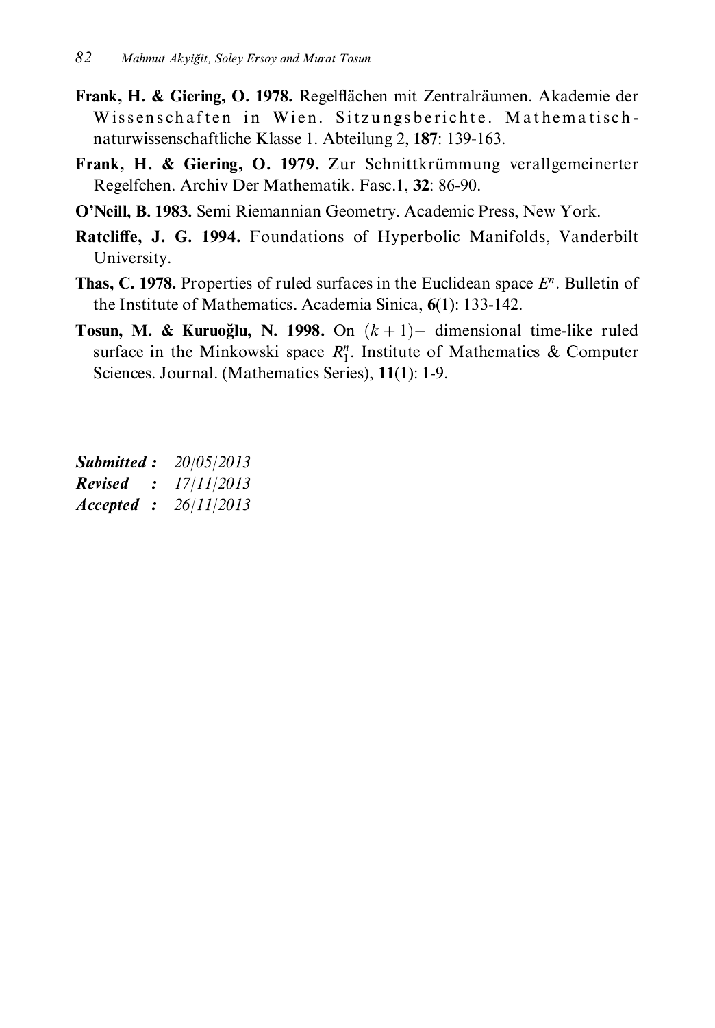**Frank, H. & Giering, O. 1978.** Regelflächen mit Zentralräumen. Akademie der Wissenschaften in Wien. Sitzungsberichte. Mathematisch-naturwissenschaftliche Klasse 1. Abteilung 2, **187**: 139-163.

**Frank, H. & Giering, O. 1979.** Zur Schnittkrümmung verallgemeinerter Regelfchen. Archiv Der Mathematik. Fasc.1, **32**: 86-90.

**O'Neill, B. 1983.** Semi Riemannian Geometry. Academic Press, New York.

**Ratcliffe, J. G. 1994.** Foundations of Hyperbolic Manifolds, Vanderbilt University.

**Thas, C. 1978.** Properties of ruled surfaces in the Euclidean space $E^n$. Bulletin of the Institute of Mathematics. Academia Sinica, **6**(1): 133-142.

**Tosun, M. & Kuruoğlu, N. 1998.** On $(k+1)-$ dimensional time-like ruled surface in the Minkowski space $R_1^n$. Institute of Mathematics & Computer Sciences. Journal. (Mathematics Series), **11**(1): 1-9.

***Submitted :*** *20/05/2013*
***Revised :*** *17/11/2013*
***Accepted :*** *26/11/2013*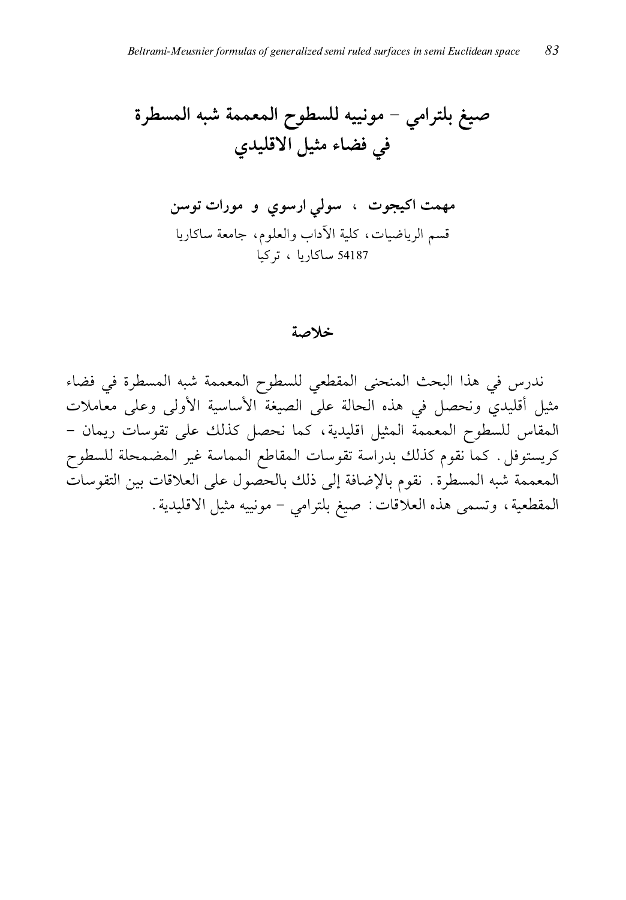# صيغ بلترامي – مونييه للسطوح المعممة شبه المسطرة في فضاء مثيل الاقليدي

**مهمت اكيجوت ، سولي ارسوي و مورات توسن**

قسم الرياضيات، كلية الآداب والعلوم، جامعة ساكاريا

54187 ساكاريا ، تركيا

## خلاصة

ندرس في هذا البحث المنحنى المقطعي للسطوح المعممة شبه المسطرة في فضاء مثيل أقليدي ونحصل في هذه الحالة على الصيغة الأساسية الأولى وعلى معاملات المقاس للسطوح المعممة المثيل اقليدية، كما نحصل كذلك على تقوسات ريمان – كريستوفل. كما نقوم كذلك بدراسة تقوسات المقاطع المماسة غير المضمحلة للسطوح المعممة شبه المسطرة. نقوم بالإضافة إلى ذلك بالحصول على العلاقات بين التقوسات المقطعية، وتسمى هذه العلاقات: صيغ بلترامي – مونييه مثيل الاقليدية.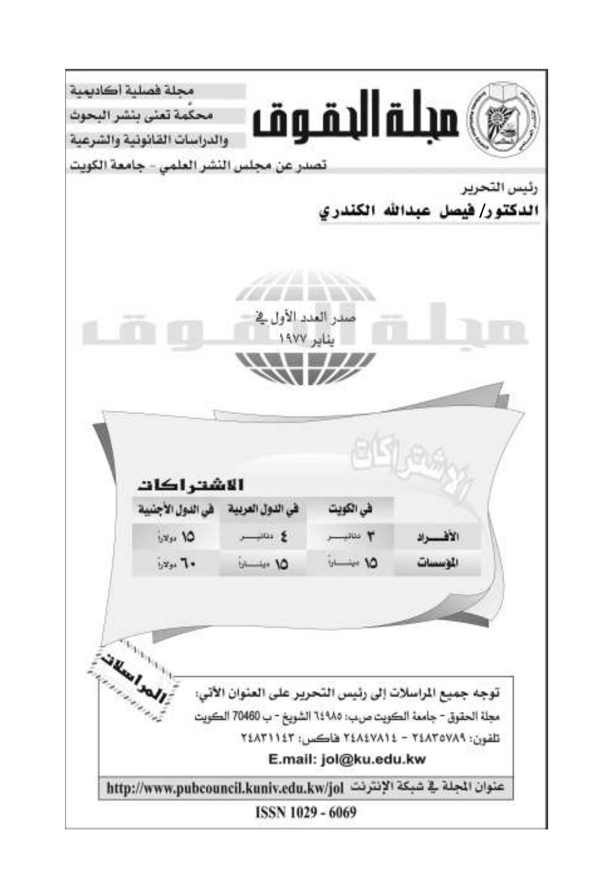# مجلة الحقوق

مجلة فصلية أكاديمية
محكّمة تعنى بنشر البحوث
والدراسات القانونية والشرعية

تصدر عن مجلس النشر العلمي - جامعة الكويت

رئيس التحرير
**الدكتور/ فيصل عبدالله الكندري**

صدر العدد الأول في
يناير ١٩٧٧

## الاشتراكات

| | في الكويت | في الدول العربية | في الدول الأجنبية |
|---|---|---|---|
| الأفراد | ٣ دنانير | ٤ دنانير | ١٥ دولاراً |
| المؤسسات | ١٥ ديناراً | ١٥ ديناراً | ٦٠ دولاراً |

## المراسلات

توجه جميع المراسلات إلى رئيس التحرير على العنوان الآتي:
مجلة الحقوق - جامعة الكويت ص.ب: ٦٤٩٨٥ الشويخ - ب 70460 الكويت
تلفون: ٢٤٨٣٥٧٨٩ - ٢٤٨٤٧٨١٤ فاكس: ٢٤٨٣١١٤٣
E.mail: jol@ku.edu.kw

عنوان المجلة في شبكة الإنترنت http://www.pubcouncil.kuniv.edu.kw/jol

ISSN 1029 - 6069